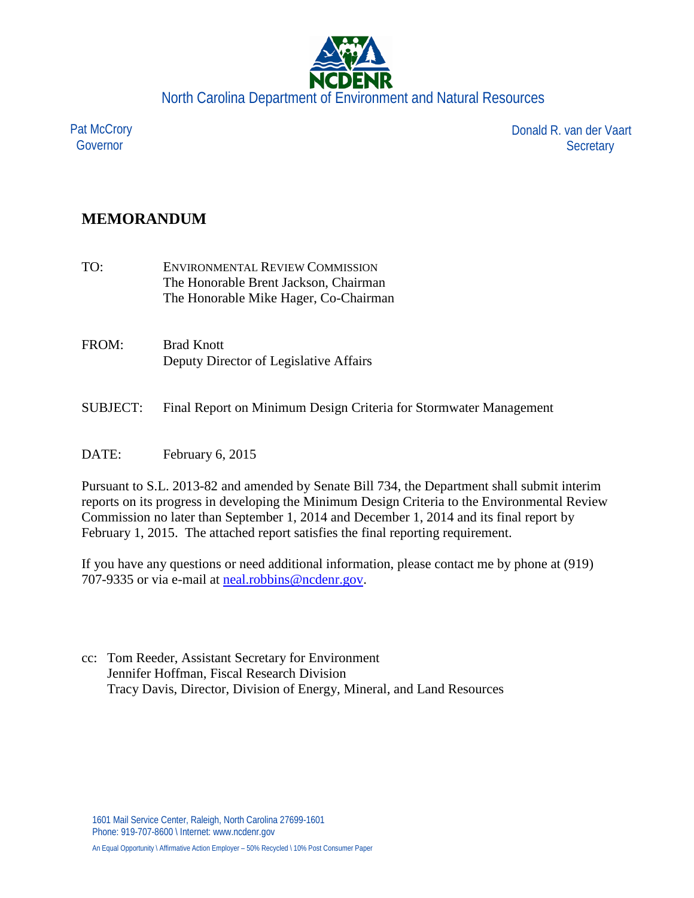North Carolina Department of Environment and Natural Resources

Pat McCrory
Governor

Donald R. van der Vaart
Secretary

# MEMORANDUM

TO: ENVIRONMENTAL REVIEW COMMISSION
The Honorable Brent Jackson, Chairman
The Honorable Mike Hager, Co-Chairman

FROM: Brad Knott
Deputy Director of Legislative Affairs

SUBJECT: Final Report on Minimum Design Criteria for Stormwater Management

DATE: February 6, 2015

Pursuant to S.L. 2013-82 and amended by Senate Bill 734, the Department shall submit interim reports on its progress in developing the Minimum Design Criteria to the Environmental Review Commission no later than September 1, 2014 and December 1, 2014 and its final report by February 1, 2015. The attached report satisfies the final reporting requirement.

If you have any questions or need additional information, please contact me by phone at (919) 707-9335 or via e-mail at neal.robbins@ncdenr.gov.

cc: Tom Reeder, Assistant Secretary for Environment
Jennifer Hoffman, Fiscal Research Division
Tracy Davis, Director, Division of Energy, Mineral, and Land Resources

1601 Mail Service Center, Raleigh, North Carolina 27699-1601
Phone: 919-707-8600 \ Internet: www.ncdenr.gov

An Equal Opportunity \ Affirmative Action Employer – 50% Recycled \ 10% Post Consumer Paper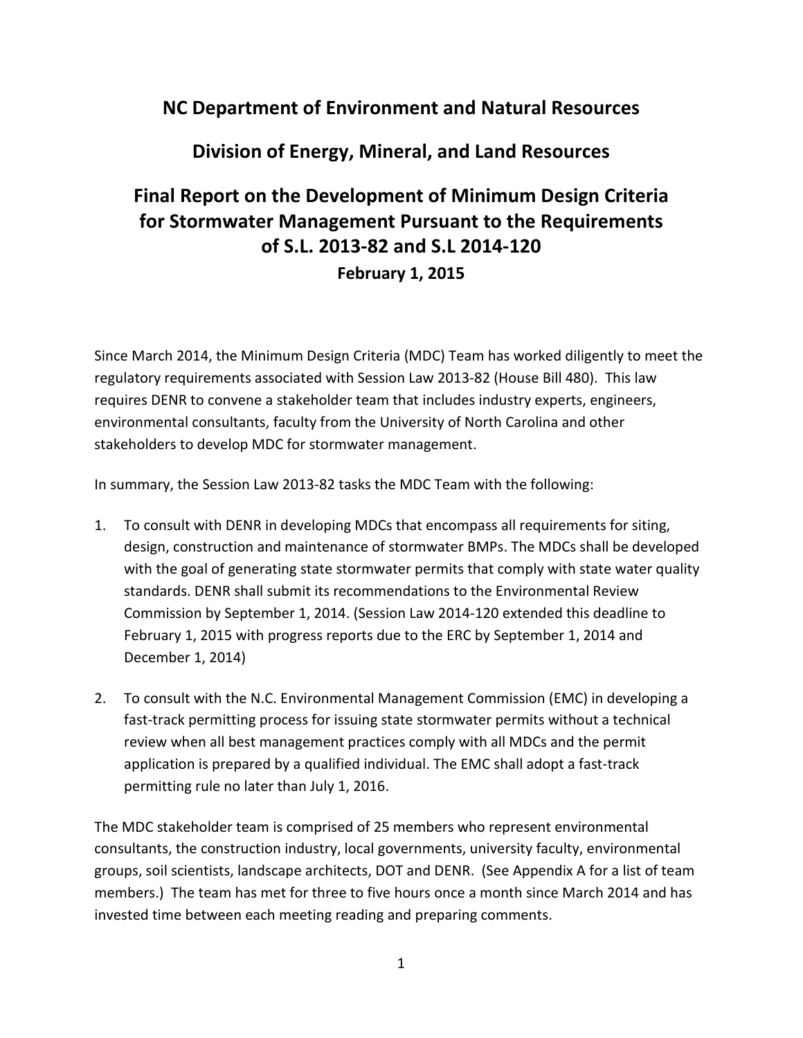## NC Department of Environment and Natural Resources

## Division of Energy, Mineral, and Land Resources

## Final Report on the Development of Minimum Design Criteria for Stormwater Management Pursuant to the Requirements of S.L. 2013-82 and S.L 2014-120

**February 1, 2015**

Since March 2014, the Minimum Design Criteria (MDC) Team has worked diligently to meet the regulatory requirements associated with Session Law 2013-82 (House Bill 480). This law requires DENR to convene a stakeholder team that includes industry experts, engineers, environmental consultants, faculty from the University of North Carolina and other stakeholders to develop MDC for stormwater management.

In summary, the Session Law 2013-82 tasks the MDC Team with the following:

1. To consult with DENR in developing MDCs that encompass all requirements for siting, design, construction and maintenance of stormwater BMPs. The MDCs shall be developed with the goal of generating state stormwater permits that comply with state water quality standards. DENR shall submit its recommendations to the Environmental Review Commission by September 1, 2014. (Session Law 2014-120 extended this deadline to February 1, 2015 with progress reports due to the ERC by September 1, 2014 and December 1, 2014)

2. To consult with the N.C. Environmental Management Commission (EMC) in developing a fast-track permitting process for issuing state stormwater permits without a technical review when all best management practices comply with all MDCs and the permit application is prepared by a qualified individual. The EMC shall adopt a fast-track permitting rule no later than July 1, 2016.

The MDC stakeholder team is comprised of 25 members who represent environmental consultants, the construction industry, local governments, university faculty, environmental groups, soil scientists, landscape architects, DOT and DENR. (See Appendix A for a list of team members.) The team has met for three to five hours once a month since March 2014 and has invested time between each meeting reading and preparing comments.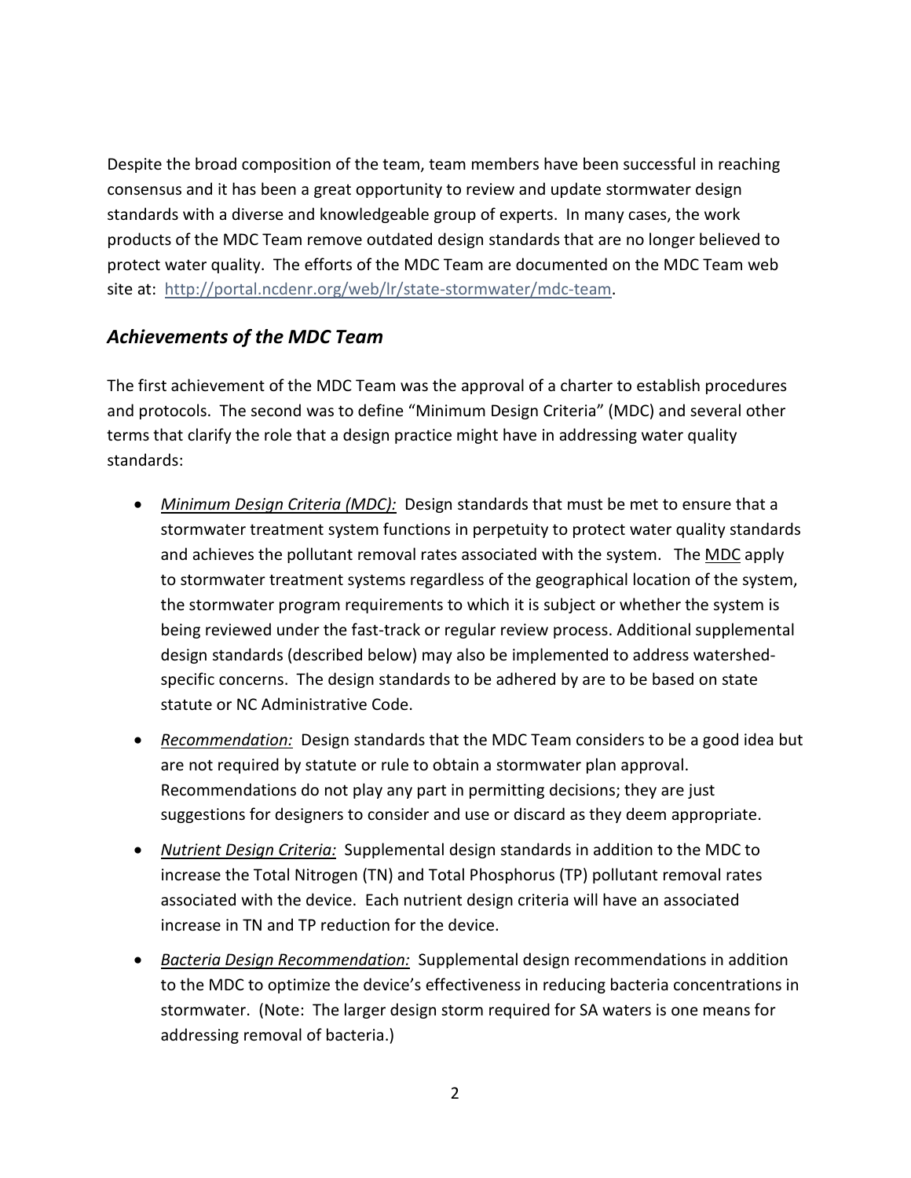Despite the broad composition of the team, team members have been successful in reaching consensus and it has been a great opportunity to review and update stormwater design standards with a diverse and knowledgeable group of experts. In many cases, the work products of the MDC Team remove outdated design standards that are no longer believed to protect water quality. The efforts of the MDC Team are documented on the MDC Team web site at: [http://portal.ncdenr.org/web/lr/state-stormwater/mdc-team](http://portal.ncdenr.org/web/lr/state-stormwater/mdc-team).

## *Achievements of the MDC Team*

The first achievement of the MDC Team was the approval of a charter to establish procedures and protocols. The second was to define "Minimum Design Criteria" (MDC) and several other terms that clarify the role that a design practice might have in addressing water quality standards:

- *Minimum Design Criteria (MDC):* Design standards that must be met to ensure that a stormwater treatment system functions in perpetuity to protect water quality standards and achieves the pollutant removal rates associated with the system. The MDC apply to stormwater treatment systems regardless of the geographical location of the system, the stormwater program requirements to which it is subject or whether the system is being reviewed under the fast-track or regular review process. Additional supplemental design standards (described below) may also be implemented to address watershed-specific concerns. The design standards to be adhered by are to be based on state statute or NC Administrative Code.
- *Recommendation:* Design standards that the MDC Team considers to be a good idea but are not required by statute or rule to obtain a stormwater plan approval. Recommendations do not play any part in permitting decisions; they are just suggestions for designers to consider and use or discard as they deem appropriate.
- *Nutrient Design Criteria:* Supplemental design standards in addition to the MDC to increase the Total Nitrogen (TN) and Total Phosphorus (TP) pollutant removal rates associated with the device. Each nutrient design criteria will have an associated increase in TN and TP reduction for the device.
- *Bacteria Design Recommendation:* Supplemental design recommendations in addition to the MDC to optimize the device's effectiveness in reducing bacteria concentrations in stormwater. (Note: The larger design storm required for SA waters is one means for addressing removal of bacteria.)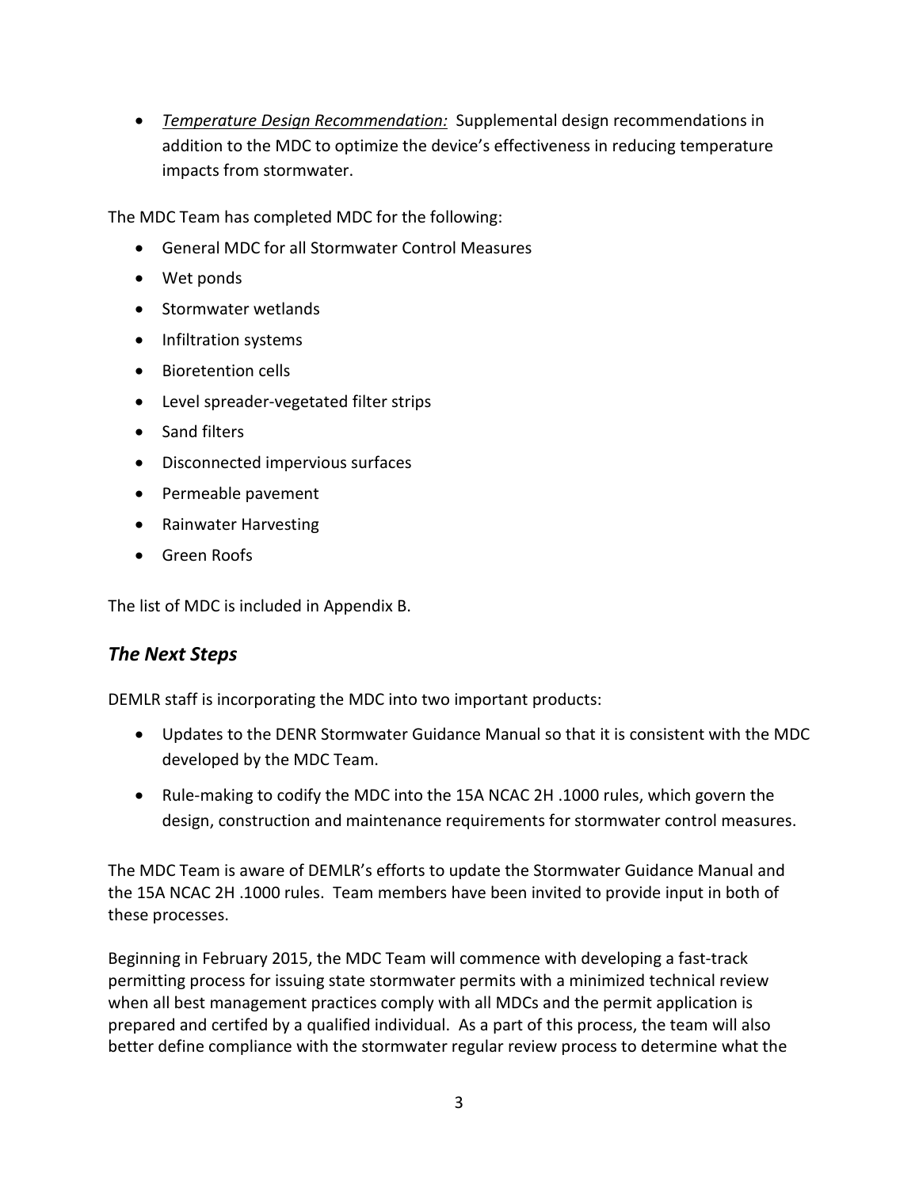- *Temperature Design Recommendation:* Supplemental design recommendations in addition to the MDC to optimize the device's effectiveness in reducing temperature impacts from stormwater.

The MDC Team has completed MDC for the following:

- General MDC for all Stormwater Control Measures
- Wet ponds
- Stormwater wetlands
- Infiltration systems
- Bioretention cells
- Level spreader-vegetated filter strips
- Sand filters
- Disconnected impervious surfaces
- Permeable pavement
- Rainwater Harvesting
- Green Roofs

The list of MDC is included in Appendix B.

## *The Next Steps*

DEMLR staff is incorporating the MDC into two important products:

- Updates to the DENR Stormwater Guidance Manual so that it is consistent with the MDC developed by the MDC Team.
- Rule-making to codify the MDC into the 15A NCAC 2H .1000 rules, which govern the design, construction and maintenance requirements for stormwater control measures.

The MDC Team is aware of DEMLR's efforts to update the Stormwater Guidance Manual and the 15A NCAC 2H .1000 rules. Team members have been invited to provide input in both of these processes.

Beginning in February 2015, the MDC Team will commence with developing a fast-track permitting process for issuing state stormwater permits with a minimized technical review when all best management practices comply with all MDCs and the permit application is prepared and certifed by a qualified individual. As a part of this process, the team will also better define compliance with the stormwater regular review process to determine what the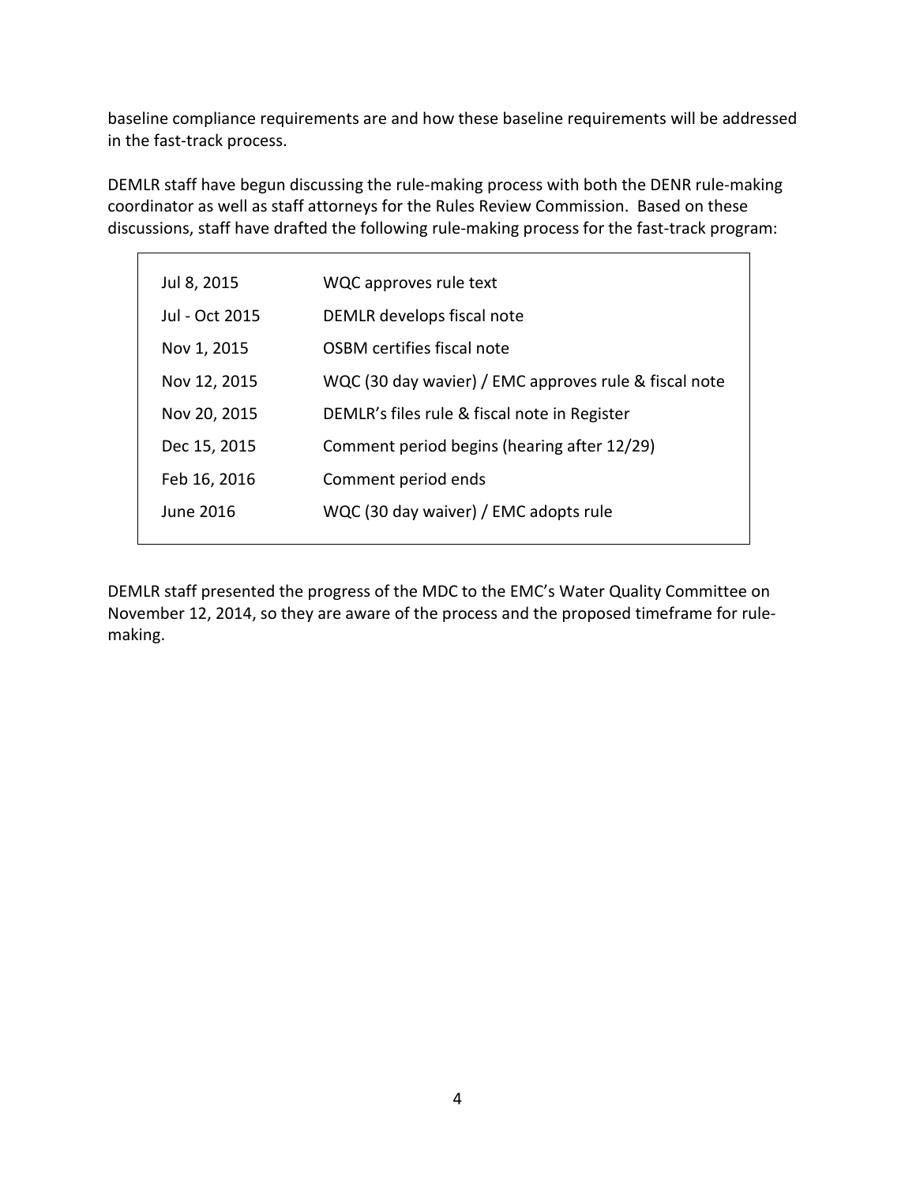baseline compliance requirements are and how these baseline requirements will be addressed in the fast-track process.

DEMLR staff have begun discussing the rule-making process with both the DENR rule-making coordinator as well as staff attorneys for the Rules Review Commission. Based on these discussions, staff have drafted the following rule-making process for the fast-track program:

| | |
|---|---|
| Jul 8, 2015 | WQC approves rule text |
| Jul - Oct 2015 | DEMLR develops fiscal note |
| Nov 1, 2015 | OSBM certifies fiscal note |
| Nov 12, 2015 | WQC (30 day wavier) / EMC approves rule & fiscal note |
| Nov 20, 2015 | DEMLR's files rule & fiscal note in Register |
| Dec 15, 2015 | Comment period begins (hearing after 12/29) |
| Feb 16, 2016 | Comment period ends |
| June 2016 | WQC (30 day waiver) / EMC adopts rule |

DEMLR staff presented the progress of the MDC to the EMC's Water Quality Committee on November 12, 2014, so they are aware of the process and the proposed timeframe for rule-making.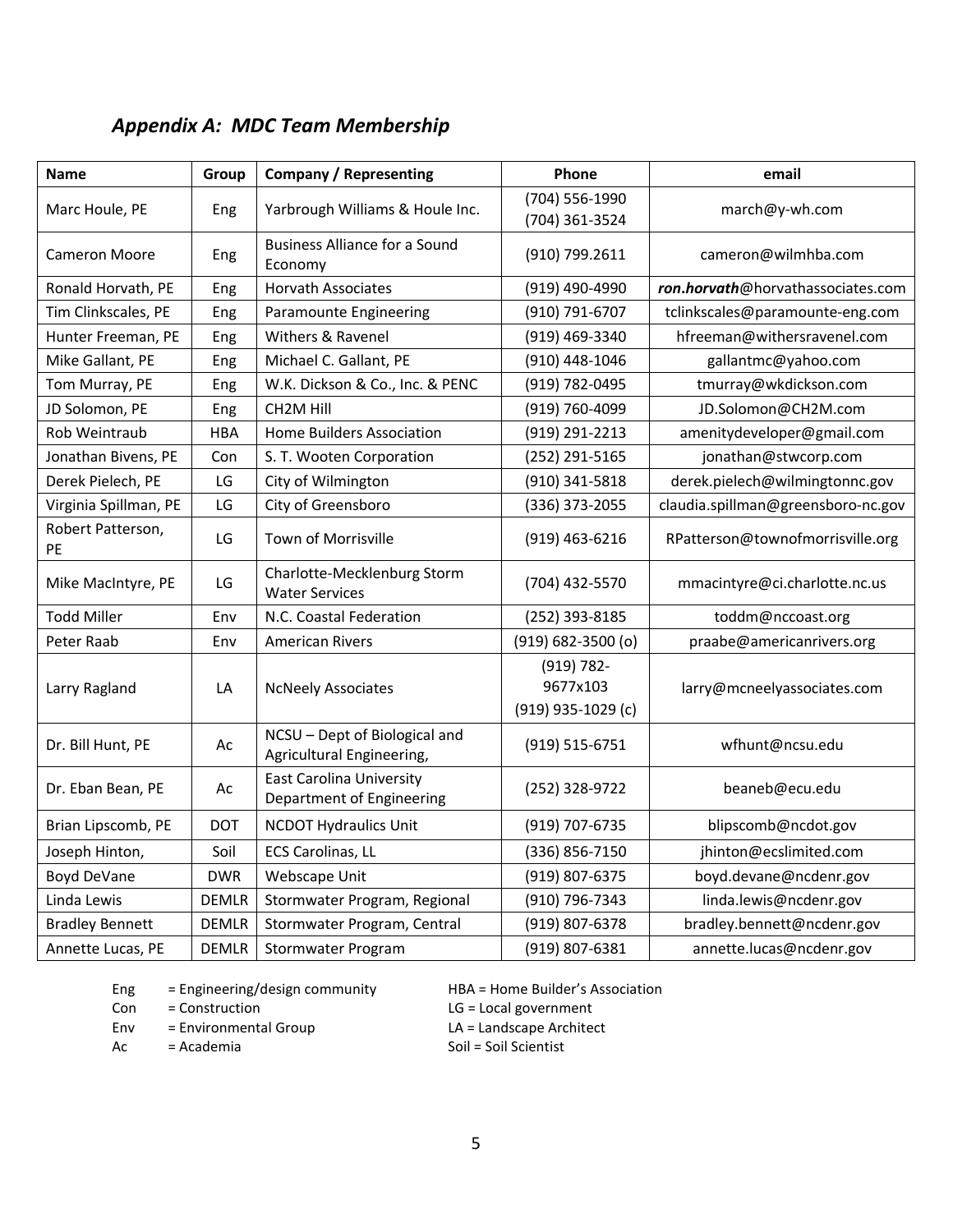## *Appendix A: MDC Team Membership*

| Name | Group | Company / Representing | Phone | email |
|---|---|---|---|---|
| Marc Houle, PE | Eng | Yarbrough Williams & Houle Inc. | (704) 556-1990<br>(704) 361-3524 | march@y-wh.com |
| Cameron Moore | Eng | Business Alliance for a Sound Economy | (910) 799.2611 | cameron@wilmhba.com |
| Ronald Horvath, PE | Eng | Horvath Associates | (919) 490-4990 | ***ron.horvath***@horvathassociates.com |
| Tim Clinkscales, PE | Eng | Paramounte Engineering | (910) 791-6707 | tclinkscales@paramounte-eng.com |
| Hunter Freeman, PE | Eng | Withers & Ravenel | (919) 469-3340 | hfreeman@withersravenel.com |
| Mike Gallant, PE | Eng | Michael C. Gallant, PE | (910) 448-1046 | gallantmc@yahoo.com |
| Tom Murray, PE | Eng | W.K. Dickson & Co., Inc. & PENC | (919) 782-0495 | tmurray@wkdickson.com |
| JD Solomon, PE | Eng | CH2M Hill | (919) 760-4099 | JD.Solomon@CH2M.com |
| Rob Weintraub | HBA | Home Builders Association | (919) 291-2213 | amenitydeveloper@gmail.com |
| Jonathan Bivens, PE | Con | S. T. Wooten Corporation | (252) 291-5165 | jonathan@stwcorp.com |
| Derek Pielech, PE | LG | City of Wilmington | (910) 341-5818 | derek.pielech@wilmingtonnc.gov |
| Virginia Spillman, PE | LG | City of Greensboro | (336) 373-2055 | claudia.spillman@greensboro-nc.gov |
| Robert Patterson, PE | LG | Town of Morrisville | (919) 463-6216 | RPatterson@townofmorrisville.org |
| Mike MacIntyre, PE | LG | Charlotte-Mecklenburg Storm Water Services | (704) 432-5570 | mmacintyre@ci.charlotte.nc.us |
| Todd Miller | Env | N.C. Coastal Federation | (252) 393-8185 | toddm@nccoast.org |
| Peter Raab | Env | American Rivers | (919) 682-3500 (o) | praabe@americanrivers.org |
| Larry Ragland | LA | NcNeely Associates | (919) 782-9677x103<br>(919) 935-1029 (c) | larry@mcneelyassociates.com |
| Dr. Bill Hunt, PE | Ac | NCSU – Dept of Biological and Agricultural Engineering, | (919) 515-6751 | wfhunt@ncsu.edu |
| Dr. Eban Bean, PE | Ac | East Carolina University Department of Engineering | (252) 328-9722 | beaneb@ecu.edu |
| Brian Lipscomb, PE | DOT | NCDOT Hydraulics Unit | (919) 707-6735 | blipscomb@ncdot.gov |
| Joseph Hinton, | Soil | ECS Carolinas, LL | (336) 856-7150 | jhinton@ecslimited.com |
| Boyd DeVane | DWR | Webscape Unit | (919) 807-6375 | boyd.devane@ncdenr.gov |
| Linda Lewis | DEMLR | Stormwater Program, Regional | (910) 796-7343 | linda.lewis@ncdenr.gov |
| Bradley Bennett | DEMLR | Stormwater Program, Central | (919) 807-6378 | bradley.bennett@ncdenr.gov |
| Annette Lucas, PE | DEMLR | Stormwater Program | (919) 807-6381 | annette.lucas@ncdenr.gov |

Eng = Engineering/design community
Con = Construction
Env = Environmental Group
Ac = Academia

HBA = Home Builder's Association
LG = Local government
LA = Landscape Architect
Soil = Soil Scientist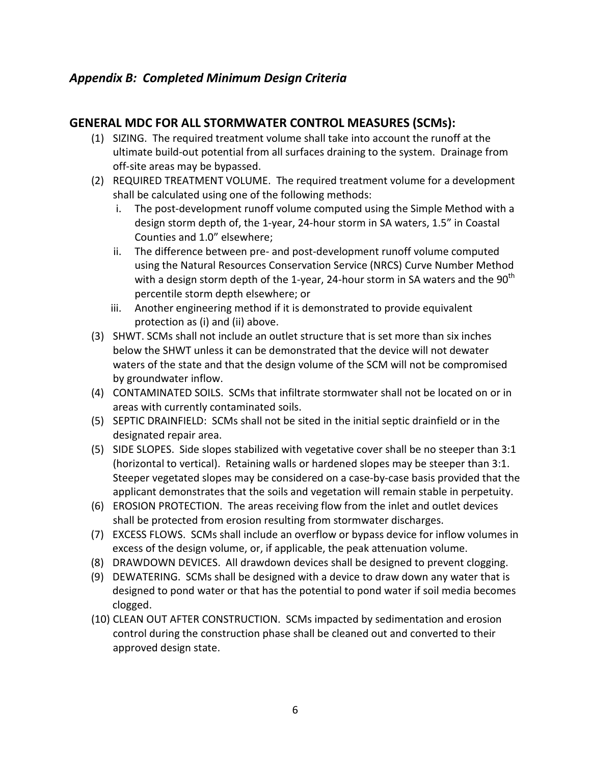## *Appendix B: Completed Minimum Design Criteria*

## GENERAL MDC FOR ALL STORMWATER CONTROL MEASURES (SCMs):

(1) SIZING. The required treatment volume shall take into account the runoff at the ultimate build-out potential from all surfaces draining to the system. Drainage from off-site areas may be bypassed.

(2) REQUIRED TREATMENT VOLUME. The required treatment volume for a development shall be calculated using one of the following methods:

   i. The post-development runoff volume computed using the Simple Method with a design storm depth of, the 1-year, 24-hour storm in SA waters, 1.5" in Coastal Counties and 1.0" elsewhere;

   ii. The difference between pre- and post-development runoff volume computed using the Natural Resources Conservation Service (NRCS) Curve Number Method with a design storm depth of the 1-year, 24-hour storm in SA waters and the 90th percentile storm depth elsewhere; or

   iii. Another engineering method if it is demonstrated to provide equivalent protection as (i) and (ii) above.

(3) SHWT. SCMs shall not include an outlet structure that is set more than six inches below the SHWT unless it can be demonstrated that the device will not dewater waters of the state and that the design volume of the SCM will not be compromised by groundwater inflow.

(4) CONTAMINATED SOILS. SCMs that infiltrate stormwater shall not be located on or in areas with currently contaminated soils.

(5) SEPTIC DRAINFIELD: SCMs shall not be sited in the initial septic drainfield or in the designated repair area.

(5) SIDE SLOPES. Side slopes stabilized with vegetative cover shall be no steeper than 3:1 (horizontal to vertical). Retaining walls or hardened slopes may be steeper than 3:1. Steeper vegetated slopes may be considered on a case-by-case basis provided that the applicant demonstrates that the soils and vegetation will remain stable in perpetuity.

(6) EROSION PROTECTION. The areas receiving flow from the inlet and outlet devices shall be protected from erosion resulting from stormwater discharges.

(7) EXCESS FLOWS. SCMs shall include an overflow or bypass device for inflow volumes in excess of the design volume, or, if applicable, the peak attenuation volume.

(8) DRAWDOWN DEVICES. All drawdown devices shall be designed to prevent clogging.

(9) DEWATERING. SCMs shall be designed with a device to draw down any water that is designed to pond water or that has the potential to pond water if soil media becomes clogged.

(10) CLEAN OUT AFTER CONSTRUCTION. SCMs impacted by sedimentation and erosion control during the construction phase shall be cleaned out and converted to their approved design state.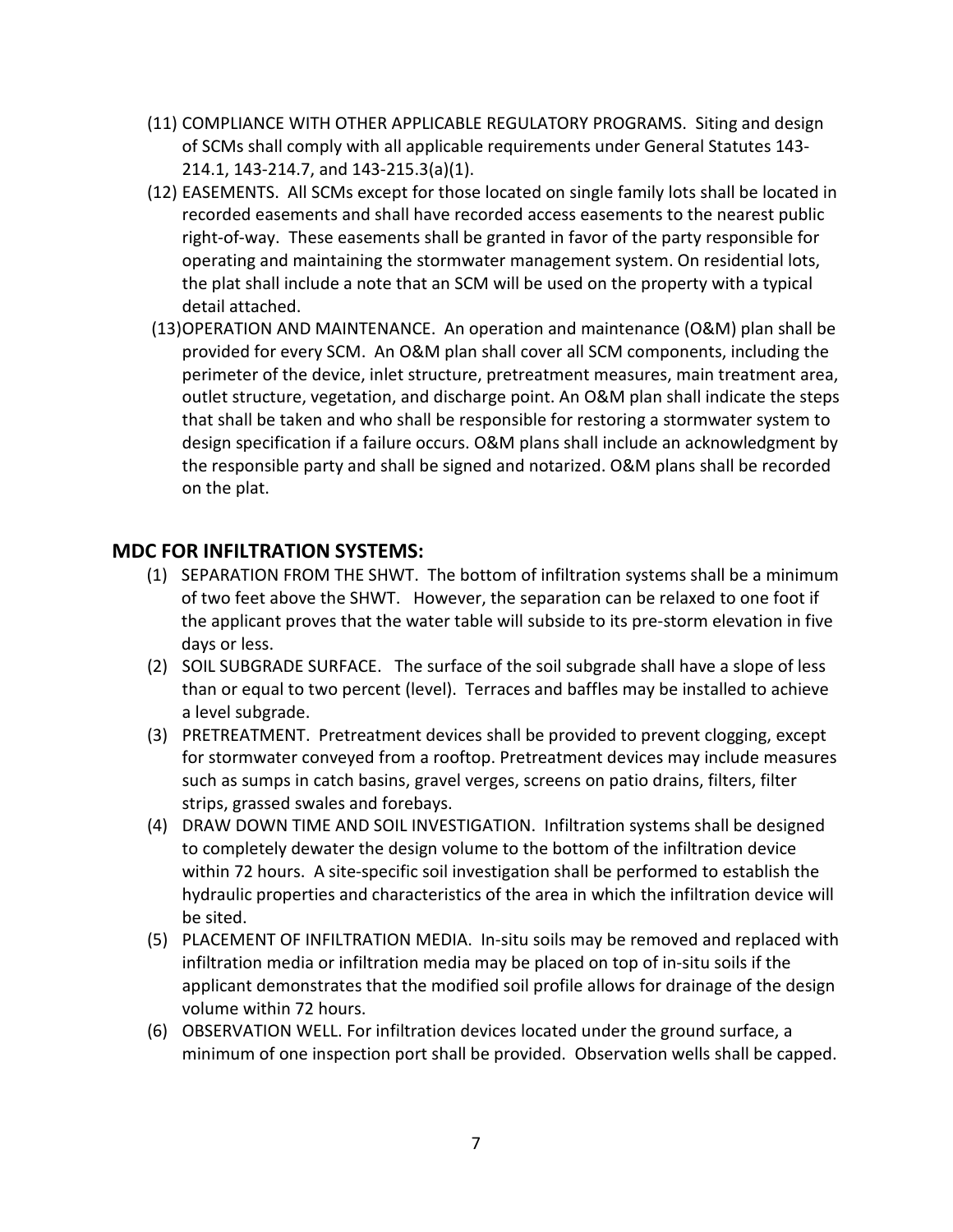(11) COMPLIANCE WITH OTHER APPLICABLE REGULATORY PROGRAMS. Siting and design of SCMs shall comply with all applicable requirements under General Statutes 143-214.1, 143-214.7, and 143-215.3(a)(1).

(12) EASEMENTS. All SCMs except for those located on single family lots shall be located in recorded easements and shall have recorded access easements to the nearest public right-of-way. These easements shall be granted in favor of the party responsible for operating and maintaining the stormwater management system. On residential lots, the plat shall include a note that an SCM will be used on the property with a typical detail attached.

(13) OPERATION AND MAINTENANCE. An operation and maintenance (O&M) plan shall be provided for every SCM. An O&M plan shall cover all SCM components, including the perimeter of the device, inlet structure, pretreatment measures, main treatment area, outlet structure, vegetation, and discharge point. An O&M plan shall indicate the steps that shall be taken and who shall be responsible for restoring a stormwater system to design specification if a failure occurs. O&M plans shall include an acknowledgment by the responsible party and shall be signed and notarized. O&M plans shall be recorded on the plat.

## MDC FOR INFILTRATION SYSTEMS:

(1) SEPARATION FROM THE SHWT. The bottom of infiltration systems shall be a minimum of two feet above the SHWT. However, the separation can be relaxed to one foot if the applicant proves that the water table will subside to its pre-storm elevation in five days or less.

(2) SOIL SUBGRADE SURFACE. The surface of the soil subgrade shall have a slope of less than or equal to two percent (level). Terraces and baffles may be installed to achieve a level subgrade.

(3) PRETREATMENT. Pretreatment devices shall be provided to prevent clogging, except for stormwater conveyed from a rooftop. Pretreatment devices may include measures such as sumps in catch basins, gravel verges, screens on patio drains, filters, filter strips, grassed swales and forebays.

(4) DRAW DOWN TIME AND SOIL INVESTIGATION. Infiltration systems shall be designed to completely dewater the design volume to the bottom of the infiltration device within 72 hours. A site-specific soil investigation shall be performed to establish the hydraulic properties and characteristics of the area in which the infiltration device will be sited.

(5) PLACEMENT OF INFILTRATION MEDIA. In-situ soils may be removed and replaced with infiltration media or infiltration media may be placed on top of in-situ soils if the applicant demonstrates that the modified soil profile allows for drainage of the design volume within 72 hours.

(6) OBSERVATION WELL. For infiltration devices located under the ground surface, a minimum of one inspection port shall be provided. Observation wells shall be capped.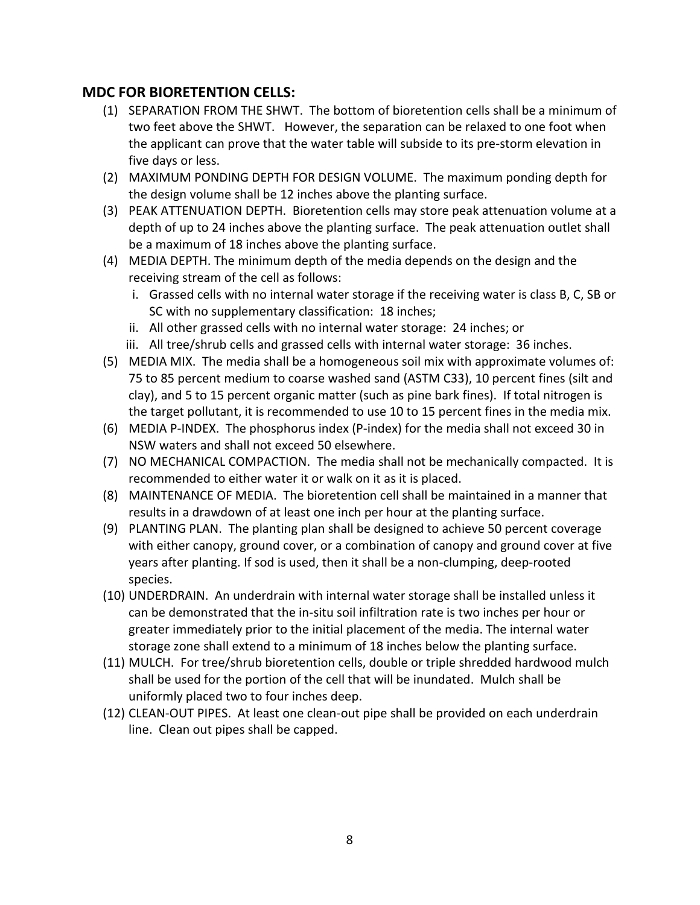## MDC FOR BIORETENTION CELLS:

(1) SEPARATION FROM THE SHWT. The bottom of bioretention cells shall be a minimum of two feet above the SHWT. However, the separation can be relaxed to one foot when the applicant can prove that the water table will subside to its pre-storm elevation in five days or less.

(2) MAXIMUM PONDING DEPTH FOR DESIGN VOLUME. The maximum ponding depth for the design volume shall be 12 inches above the planting surface.

(3) PEAK ATTENUATION DEPTH. Bioretention cells may store peak attenuation volume at a depth of up to 24 inches above the planting surface. The peak attenuation outlet shall be a maximum of 18 inches above the planting surface.

(4) MEDIA DEPTH. The minimum depth of the media depends on the design and the receiving stream of the cell as follows:
   i. Grassed cells with no internal water storage if the receiving water is class B, C, SB or SC with no supplementary classification: 18 inches;
   ii. All other grassed cells with no internal water storage: 24 inches; or
   iii. All tree/shrub cells and grassed cells with internal water storage: 36 inches.

(5) MEDIA MIX. The media shall be a homogeneous soil mix with approximate volumes of: 75 to 85 percent medium to coarse washed sand (ASTM C33), 10 percent fines (silt and clay), and 5 to 15 percent organic matter (such as pine bark fines). If total nitrogen is the target pollutant, it is recommended to use 10 to 15 percent fines in the media mix.

(6) MEDIA P-INDEX. The phosphorus index (P-index) for the media shall not exceed 30 in NSW waters and shall not exceed 50 elsewhere.

(7) NO MECHANICAL COMPACTION. The media shall not be mechanically compacted. It is recommended to either water it or walk on it as it is placed.

(8) MAINTENANCE OF MEDIA. The bioretention cell shall be maintained in a manner that results in a drawdown of at least one inch per hour at the planting surface.

(9) PLANTING PLAN. The planting plan shall be designed to achieve 50 percent coverage with either canopy, ground cover, or a combination of canopy and ground cover at five years after planting. If sod is used, then it shall be a non-clumping, deep-rooted species.

(10) UNDERDRAIN. An underdrain with internal water storage shall be installed unless it can be demonstrated that the in-situ soil infiltration rate is two inches per hour or greater immediately prior to the initial placement of the media. The internal water storage zone shall extend to a minimum of 18 inches below the planting surface.

(11) MULCH. For tree/shrub bioretention cells, double or triple shredded hardwood mulch shall be used for the portion of the cell that will be inundated. Mulch shall be uniformly placed two to four inches deep.

(12) CLEAN-OUT PIPES. At least one clean-out pipe shall be provided on each underdrain line. Clean out pipes shall be capped.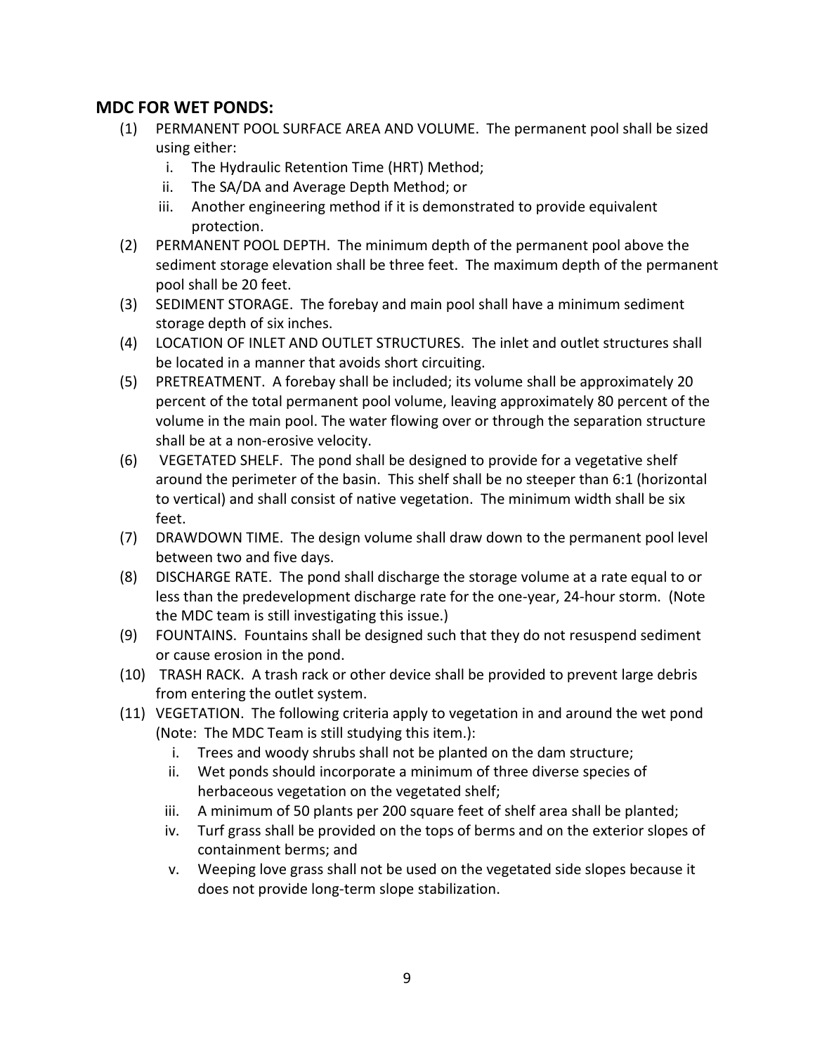## MDC FOR WET PONDS:

(1) PERMANENT POOL SURFACE AREA AND VOLUME. The permanent pool shall be sized using either:
   i. The Hydraulic Retention Time (HRT) Method;
   ii. The SA/DA and Average Depth Method; or
   iii. Another engineering method if it is demonstrated to provide equivalent protection.

(2) PERMANENT POOL DEPTH. The minimum depth of the permanent pool above the sediment storage elevation shall be three feet. The maximum depth of the permanent pool shall be 20 feet.

(3) SEDIMENT STORAGE. The forebay and main pool shall have a minimum sediment storage depth of six inches.

(4) LOCATION OF INLET AND OUTLET STRUCTURES. The inlet and outlet structures shall be located in a manner that avoids short circuiting.

(5) PRETREATMENT. A forebay shall be included; its volume shall be approximately 20 percent of the total permanent pool volume, leaving approximately 80 percent of the volume in the main pool. The water flowing over or through the separation structure shall be at a non-erosive velocity.

(6) VEGETATED SHELF. The pond shall be designed to provide for a vegetative shelf around the perimeter of the basin. This shelf shall be no steeper than 6:1 (horizontal to vertical) and shall consist of native vegetation. The minimum width shall be six feet.

(7) DRAWDOWN TIME. The design volume shall draw down to the permanent pool level between two and five days.

(8) DISCHARGE RATE. The pond shall discharge the storage volume at a rate equal to or less than the predevelopment discharge rate for the one-year, 24-hour storm. (Note the MDC team is still investigating this issue.)

(9) FOUNTAINS. Fountains shall be designed such that they do not resuspend sediment or cause erosion in the pond.

(10) TRASH RACK. A trash rack or other device shall be provided to prevent large debris from entering the outlet system.

(11) VEGETATION. The following criteria apply to vegetation in and around the wet pond (Note: The MDC Team is still studying this item.):
   i. Trees and woody shrubs shall not be planted on the dam structure;
   ii. Wet ponds should incorporate a minimum of three diverse species of herbaceous vegetation on the vegetated shelf;
   iii. A minimum of 50 plants per 200 square feet of shelf area shall be planted;
   iv. Turf grass shall be provided on the tops of berms and on the exterior slopes of containment berms; and
   v. Weeping love grass shall not be used on the vegetated side slopes because it does not provide long-term slope stabilization.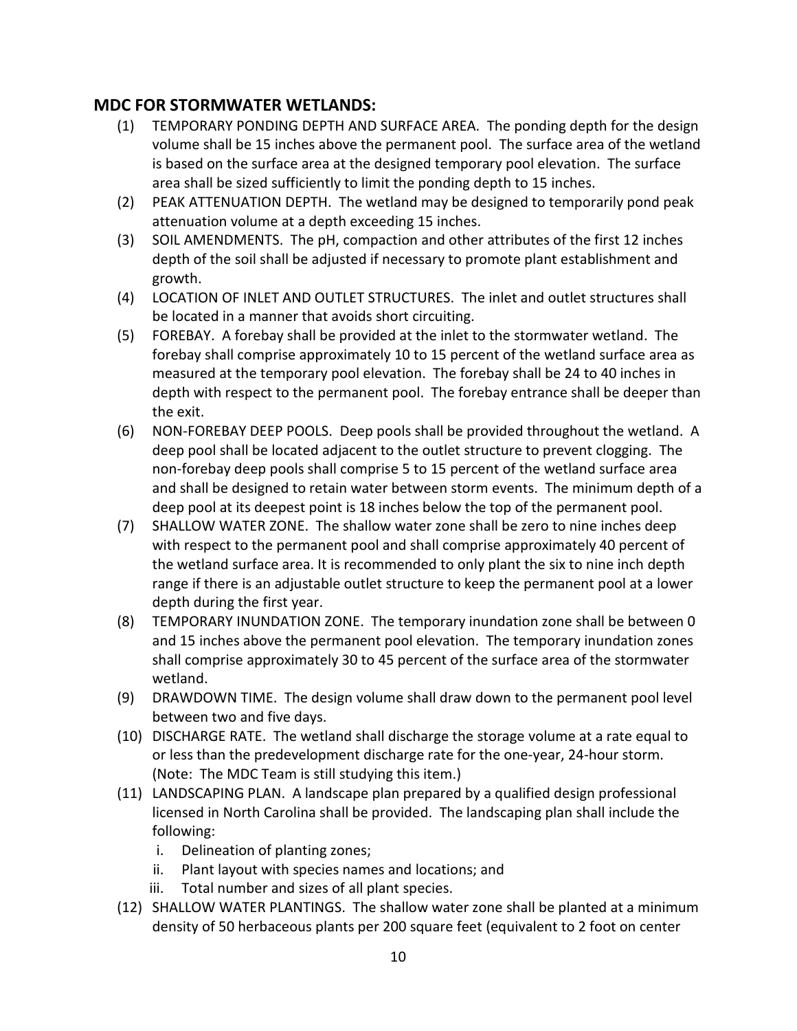## MDC FOR STORMWATER WETLANDS:

(1) TEMPORARY PONDING DEPTH AND SURFACE AREA. The ponding depth for the design volume shall be 15 inches above the permanent pool. The surface area of the wetland is based on the surface area at the designed temporary pool elevation. The surface area shall be sized sufficiently to limit the ponding depth to 15 inches.

(2) PEAK ATTENUATION DEPTH. The wetland may be designed to temporarily pond peak attenuation volume at a depth exceeding 15 inches.

(3) SOIL AMENDMENTS. The pH, compaction and other attributes of the first 12 inches depth of the soil shall be adjusted if necessary to promote plant establishment and growth.

(4) LOCATION OF INLET AND OUTLET STRUCTURES. The inlet and outlet structures shall be located in a manner that avoids short circuiting.

(5) FOREBAY. A forebay shall be provided at the inlet to the stormwater wetland. The forebay shall comprise approximately 10 to 15 percent of the wetland surface area as measured at the temporary pool elevation. The forebay shall be 24 to 40 inches in depth with respect to the permanent pool. The forebay entrance shall be deeper than the exit.

(6) NON-FOREBAY DEEP POOLS. Deep pools shall be provided throughout the wetland. A deep pool shall be located adjacent to the outlet structure to prevent clogging. The non-forebay deep pools shall comprise 5 to 15 percent of the wetland surface area and shall be designed to retain water between storm events. The minimum depth of a deep pool at its deepest point is 18 inches below the top of the permanent pool.

(7) SHALLOW WATER ZONE. The shallow water zone shall be zero to nine inches deep with respect to the permanent pool and shall comprise approximately 40 percent of the wetland surface area. It is recommended to only plant the six to nine inch depth range if there is an adjustable outlet structure to keep the permanent pool at a lower depth during the first year.

(8) TEMPORARY INUNDATION ZONE. The temporary inundation zone shall be between 0 and 15 inches above the permanent pool elevation. The temporary inundation zones shall comprise approximately 30 to 45 percent of the surface area of the stormwater wetland.

(9) DRAWDOWN TIME. The design volume shall draw down to the permanent pool level between two and five days.

(10) DISCHARGE RATE. The wetland shall discharge the storage volume at a rate equal to or less than the predevelopment discharge rate for the one-year, 24-hour storm. (Note: The MDC Team is still studying this item.)

(11) LANDSCAPING PLAN. A landscape plan prepared by a qualified design professional licensed in North Carolina shall be provided. The landscaping plan shall include the following:
   i. Delineation of planting zones;
   ii. Plant layout with species names and locations; and
   iii. Total number and sizes of all plant species.

(12) SHALLOW WATER PLANTINGS. The shallow water zone shall be planted at a minimum density of 50 herbaceous plants per 200 square feet (equivalent to 2 foot on center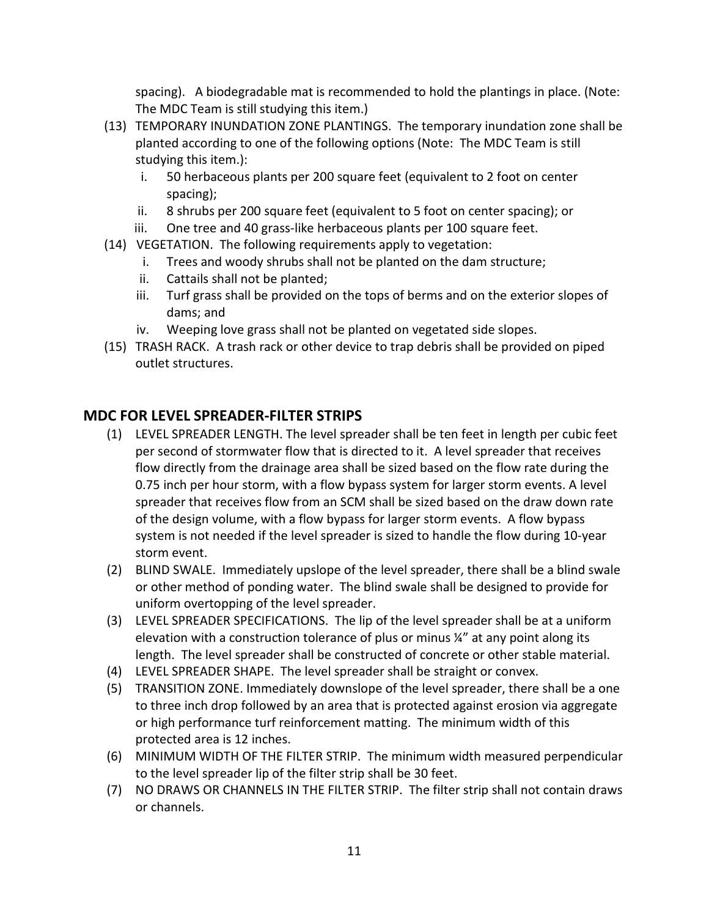spacing). A biodegradable mat is recommended to hold the plantings in place. (Note: The MDC Team is still studying this item.)

(13) TEMPORARY INUNDATION ZONE PLANTINGS. The temporary inundation zone shall be planted according to one of the following options (Note: The MDC Team is still studying this item.):

   i. 50 herbaceous plants per 200 square feet (equivalent to 2 foot on center spacing);
   ii. 8 shrubs per 200 square feet (equivalent to 5 foot on center spacing); or
   iii. One tree and 40 grass-like herbaceous plants per 100 square feet.

(14) VEGETATION. The following requirements apply to vegetation:

   i. Trees and woody shrubs shall not be planted on the dam structure;
   ii. Cattails shall not be planted;
   iii. Turf grass shall be provided on the tops of berms and on the exterior slopes of dams; and
   iv. Weeping love grass shall not be planted on vegetated side slopes.

(15) TRASH RACK. A trash rack or other device to trap debris shall be provided on piped outlet structures.

## MDC FOR LEVEL SPREADER-FILTER STRIPS

(1) LEVEL SPREADER LENGTH. The level spreader shall be ten feet in length per cubic feet per second of stormwater flow that is directed to it. A level spreader that receives flow directly from the drainage area shall be sized based on the flow rate during the 0.75 inch per hour storm, with a flow bypass system for larger storm events. A level spreader that receives flow from an SCM shall be sized based on the draw down rate of the design volume, with a flow bypass for larger storm events. A flow bypass system is not needed if the level spreader is sized to handle the flow during 10-year storm event.

(2) BLIND SWALE. Immediately upslope of the level spreader, there shall be a blind swale or other method of ponding water. The blind swale shall be designed to provide for uniform overtopping of the level spreader.

(3) LEVEL SPREADER SPECIFICATIONS. The lip of the level spreader shall be at a uniform elevation with a construction tolerance of plus or minus ¼" at any point along its length. The level spreader shall be constructed of concrete or other stable material.

(4) LEVEL SPREADER SHAPE. The level spreader shall be straight or convex.

(5) TRANSITION ZONE. Immediately downslope of the level spreader, there shall be a one to three inch drop followed by an area that is protected against erosion via aggregate or high performance turf reinforcement matting. The minimum width of this protected area is 12 inches.

(6) MINIMUM WIDTH OF THE FILTER STRIP. The minimum width measured perpendicular to the level spreader lip of the filter strip shall be 30 feet.

(7) NO DRAWS OR CHANNELS IN THE FILTER STRIP. The filter strip shall not contain draws or channels.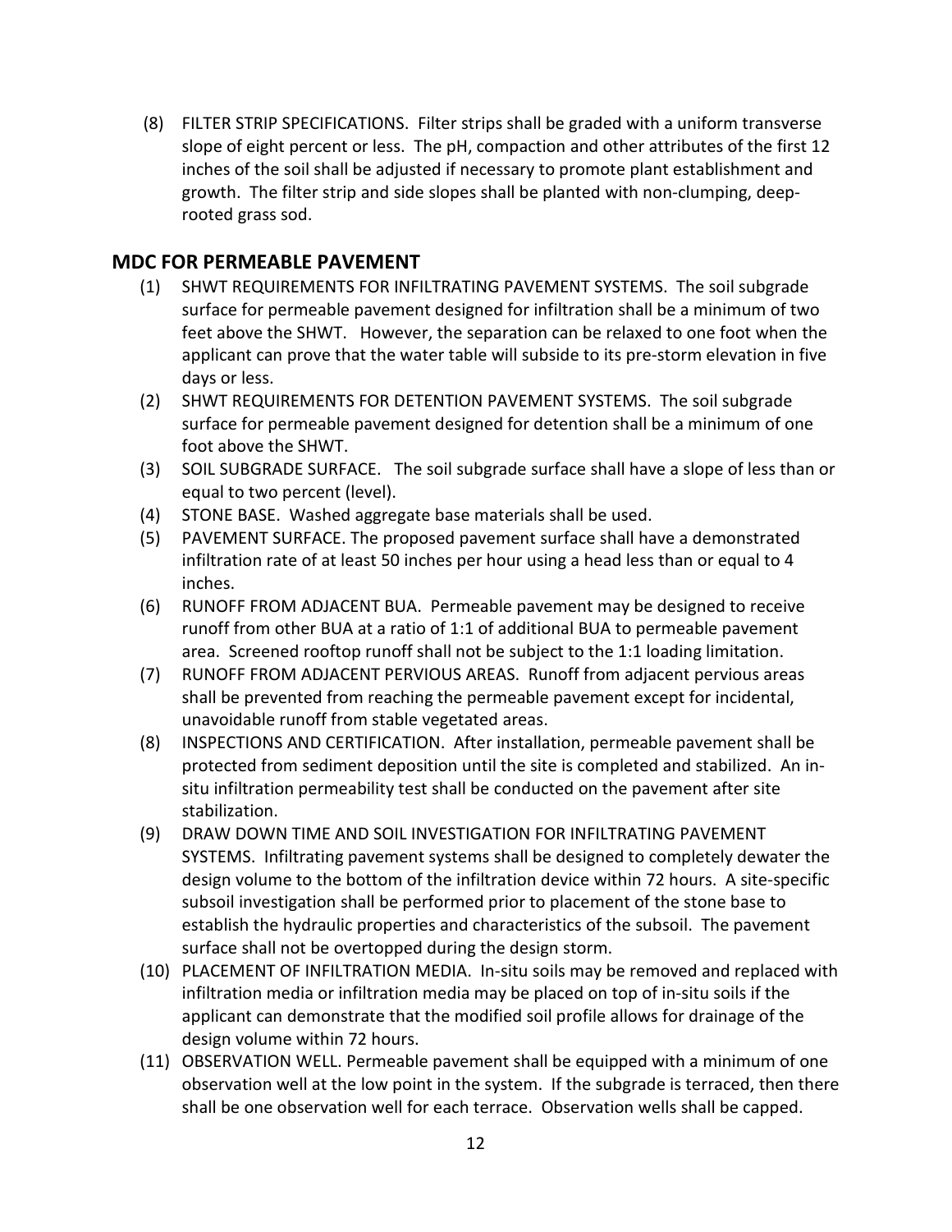(8) FILTER STRIP SPECIFICATIONS. Filter strips shall be graded with a uniform transverse slope of eight percent or less. The pH, compaction and other attributes of the first 12 inches of the soil shall be adjusted if necessary to promote plant establishment and growth. The filter strip and side slopes shall be planted with non-clumping, deep-rooted grass sod.

## MDC FOR PERMEABLE PAVEMENT

(1) SHWT REQUIREMENTS FOR INFILTRATING PAVEMENT SYSTEMS. The soil subgrade surface for permeable pavement designed for infiltration shall be a minimum of two feet above the SHWT. However, the separation can be relaxed to one foot when the applicant can prove that the water table will subside to its pre-storm elevation in five days or less.

(2) SHWT REQUIREMENTS FOR DETENTION PAVEMENT SYSTEMS. The soil subgrade surface for permeable pavement designed for detention shall be a minimum of one foot above the SHWT.

(3) SOIL SUBGRADE SURFACE. The soil subgrade surface shall have a slope of less than or equal to two percent (level).

(4) STONE BASE. Washed aggregate base materials shall be used.

(5) PAVEMENT SURFACE. The proposed pavement surface shall have a demonstrated infiltration rate of at least 50 inches per hour using a head less than or equal to 4 inches.

(6) RUNOFF FROM ADJACENT BUA. Permeable pavement may be designed to receive runoff from other BUA at a ratio of 1:1 of additional BUA to permeable pavement area. Screened rooftop runoff shall not be subject to the 1:1 loading limitation.

(7) RUNOFF FROM ADJACENT PERVIOUS AREAS. Runoff from adjacent pervious areas shall be prevented from reaching the permeable pavement except for incidental, unavoidable runoff from stable vegetated areas.

(8) INSPECTIONS AND CERTIFICATION. After installation, permeable pavement shall be protected from sediment deposition until the site is completed and stabilized. An in-situ infiltration permeability test shall be conducted on the pavement after site stabilization.

(9) DRAW DOWN TIME AND SOIL INVESTIGATION FOR INFILTRATING PAVEMENT SYSTEMS. Infiltrating pavement systems shall be designed to completely dewater the design volume to the bottom of the infiltration device within 72 hours. A site-specific subsoil investigation shall be performed prior to placement of the stone base to establish the hydraulic properties and characteristics of the subsoil. The pavement surface shall not be overtopped during the design storm.

(10) PLACEMENT OF INFILTRATION MEDIA. In-situ soils may be removed and replaced with infiltration media or infiltration media may be placed on top of in-situ soils if the applicant can demonstrate that the modified soil profile allows for drainage of the design volume within 72 hours.

(11) OBSERVATION WELL. Permeable pavement shall be equipped with a minimum of one observation well at the low point in the system. If the subgrade is terraced, then there shall be one observation well for each terrace. Observation wells shall be capped.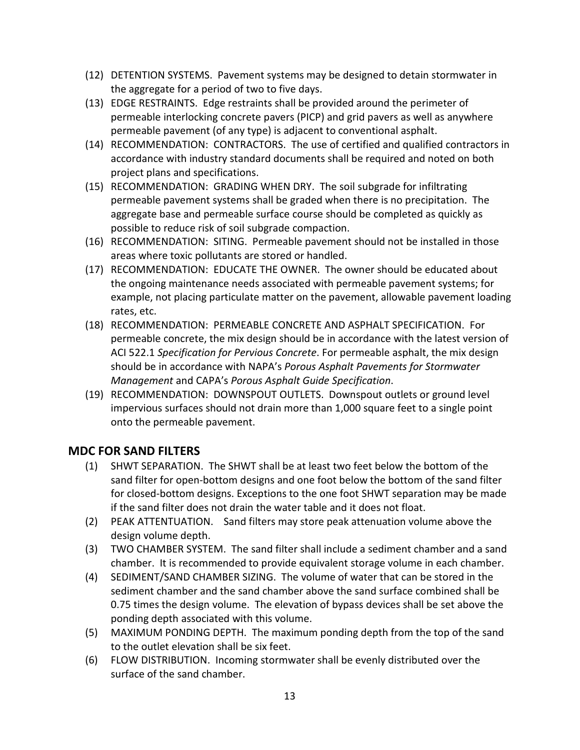(12) DETENTION SYSTEMS. Pavement systems may be designed to detain stormwater in the aggregate for a period of two to five days.

(13) EDGE RESTRAINTS. Edge restraints shall be provided around the perimeter of permeable interlocking concrete pavers (PICP) and grid pavers as well as anywhere permeable pavement (of any type) is adjacent to conventional asphalt.

(14) RECOMMENDATION: CONTRACTORS. The use of certified and qualified contractors in accordance with industry standard documents shall be required and noted on both project plans and specifications.

(15) RECOMMENDATION: GRADING WHEN DRY. The soil subgrade for infiltrating permeable pavement systems shall be graded when there is no precipitation. The aggregate base and permeable surface course should be completed as quickly as possible to reduce risk of soil subgrade compaction.

(16) RECOMMENDATION: SITING. Permeable pavement should not be installed in those areas where toxic pollutants are stored or handled.

(17) RECOMMENDATION: EDUCATE THE OWNER. The owner should be educated about the ongoing maintenance needs associated with permeable pavement systems; for example, not placing particulate matter on the pavement, allowable pavement loading rates, etc.

(18) RECOMMENDATION: PERMEABLE CONCRETE AND ASPHALT SPECIFICATION. For permeable concrete, the mix design should be in accordance with the latest version of ACI 522.1 *Specification for Pervious Concrete*. For permeable asphalt, the mix design should be in accordance with NAPA's *Porous Asphalt Pavements for Stormwater Management* and CAPA's *Porous Asphalt Guide Specification*.

(19) RECOMMENDATION: DOWNSPOUT OUTLETS. Downspout outlets or ground level impervious surfaces should not drain more than 1,000 square feet to a single point onto the permeable pavement.

## MDC FOR SAND FILTERS

(1) SHWT SEPARATION. The SHWT shall be at least two feet below the bottom of the sand filter for open-bottom designs and one foot below the bottom of the sand filter for closed-bottom designs. Exceptions to the one foot SHWT separation may be made if the sand filter does not drain the water table and it does not float.

(2) PEAK ATTENTUATION. Sand filters may store peak attenuation volume above the design volume depth.

(3) TWO CHAMBER SYSTEM. The sand filter shall include a sediment chamber and a sand chamber. It is recommended to provide equivalent storage volume in each chamber.

(4) SEDIMENT/SAND CHAMBER SIZING. The volume of water that can be stored in the sediment chamber and the sand chamber above the sand surface combined shall be 0.75 times the design volume. The elevation of bypass devices shall be set above the ponding depth associated with this volume.

(5) MAXIMUM PONDING DEPTH. The maximum ponding depth from the top of the sand to the outlet elevation shall be six feet.

(6) FLOW DISTRIBUTION. Incoming stormwater shall be evenly distributed over the surface of the sand chamber.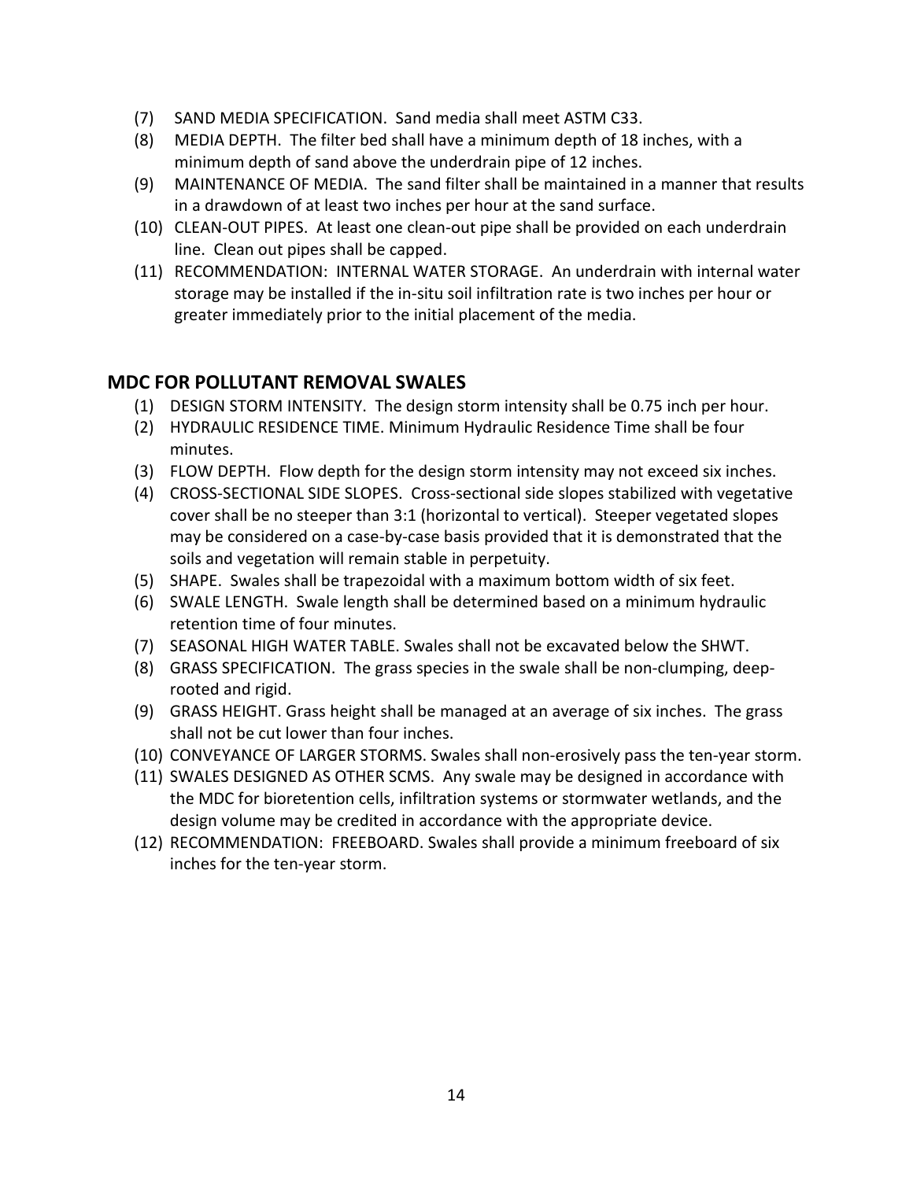(7) SAND MEDIA SPECIFICATION. Sand media shall meet ASTM C33.

(8) MEDIA DEPTH. The filter bed shall have a minimum depth of 18 inches, with a minimum depth of sand above the underdrain pipe of 12 inches.

(9) MAINTENANCE OF MEDIA. The sand filter shall be maintained in a manner that results in a drawdown of at least two inches per hour at the sand surface.

(10) CLEAN-OUT PIPES. At least one clean-out pipe shall be provided on each underdrain line. Clean out pipes shall be capped.

(11) RECOMMENDATION: INTERNAL WATER STORAGE. An underdrain with internal water storage may be installed if the in-situ soil infiltration rate is two inches per hour or greater immediately prior to the initial placement of the media.

## MDC FOR POLLUTANT REMOVAL SWALES

(1) DESIGN STORM INTENSITY. The design storm intensity shall be 0.75 inch per hour.

(2) HYDRAULIC RESIDENCE TIME. Minimum Hydraulic Residence Time shall be four minutes.

(3) FLOW DEPTH. Flow depth for the design storm intensity may not exceed six inches.

(4) CROSS-SECTIONAL SIDE SLOPES. Cross-sectional side slopes stabilized with vegetative cover shall be no steeper than 3:1 (horizontal to vertical). Steeper vegetated slopes may be considered on a case-by-case basis provided that it is demonstrated that the soils and vegetation will remain stable in perpetuity.

(5) SHAPE. Swales shall be trapezoidal with a maximum bottom width of six feet.

(6) SWALE LENGTH. Swale length shall be determined based on a minimum hydraulic retention time of four minutes.

(7) SEASONAL HIGH WATER TABLE. Swales shall not be excavated below the SHWT.

(8) GRASS SPECIFICATION. The grass species in the swale shall be non-clumping, deep-rooted and rigid.

(9) GRASS HEIGHT. Grass height shall be managed at an average of six inches. The grass shall not be cut lower than four inches.

(10) CONVEYANCE OF LARGER STORMS. Swales shall non-erosively pass the ten-year storm.

(11) SWALES DESIGNED AS OTHER SCMS. Any swale may be designed in accordance with the MDC for bioretention cells, infiltration systems or stormwater wetlands, and the design volume may be credited in accordance with the appropriate device.

(12) RECOMMENDATION: FREEBOARD. Swales shall provide a minimum freeboard of six inches for the ten-year storm.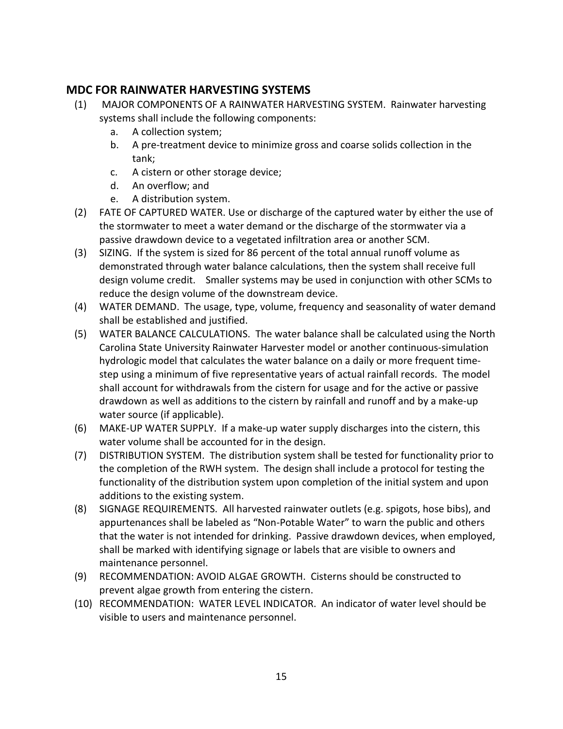## MDC FOR RAINWATER HARVESTING SYSTEMS

(1) MAJOR COMPONENTS OF A RAINWATER HARVESTING SYSTEM. Rainwater harvesting systems shall include the following components:
   a. A collection system;
   b. A pre-treatment device to minimize gross and coarse solids collection in the tank;
   c. A cistern or other storage device;
   d. An overflow; and
   e. A distribution system.

(2) FATE OF CAPTURED WATER. Use or discharge of the captured water by either the use of the stormwater to meet a water demand or the discharge of the stormwater via a passive drawdown device to a vegetated infiltration area or another SCM.

(3) SIZING. If the system is sized for 86 percent of the total annual runoff volume as demonstrated through water balance calculations, then the system shall receive full design volume credit. Smaller systems may be used in conjunction with other SCMs to reduce the design volume of the downstream device.

(4) WATER DEMAND. The usage, type, volume, frequency and seasonality of water demand shall be established and justified.

(5) WATER BALANCE CALCULATIONS. The water balance shall be calculated using the North Carolina State University Rainwater Harvester model or another continuous-simulation hydrologic model that calculates the water balance on a daily or more frequent time-step using a minimum of five representative years of actual rainfall records. The model shall account for withdrawals from the cistern for usage and for the active or passive drawdown as well as additions to the cistern by rainfall and runoff and by a make-up water source (if applicable).

(6) MAKE-UP WATER SUPPLY. If a make-up water supply discharges into the cistern, this water volume shall be accounted for in the design.

(7) DISTRIBUTION SYSTEM. The distribution system shall be tested for functionality prior to the completion of the RWH system. The design shall include a protocol for testing the functionality of the distribution system upon completion of the initial system and upon additions to the existing system.

(8) SIGNAGE REQUIREMENTS. All harvested rainwater outlets (e.g. spigots, hose bibs), and appurtenances shall be labeled as "Non-Potable Water" to warn the public and others that the water is not intended for drinking. Passive drawdown devices, when employed, shall be marked with identifying signage or labels that are visible to owners and maintenance personnel.

(9) RECOMMENDATION: AVOID ALGAE GROWTH. Cisterns should be constructed to prevent algae growth from entering the cistern.

(10) RECOMMENDATION: WATER LEVEL INDICATOR. An indicator of water level should be visible to users and maintenance personnel.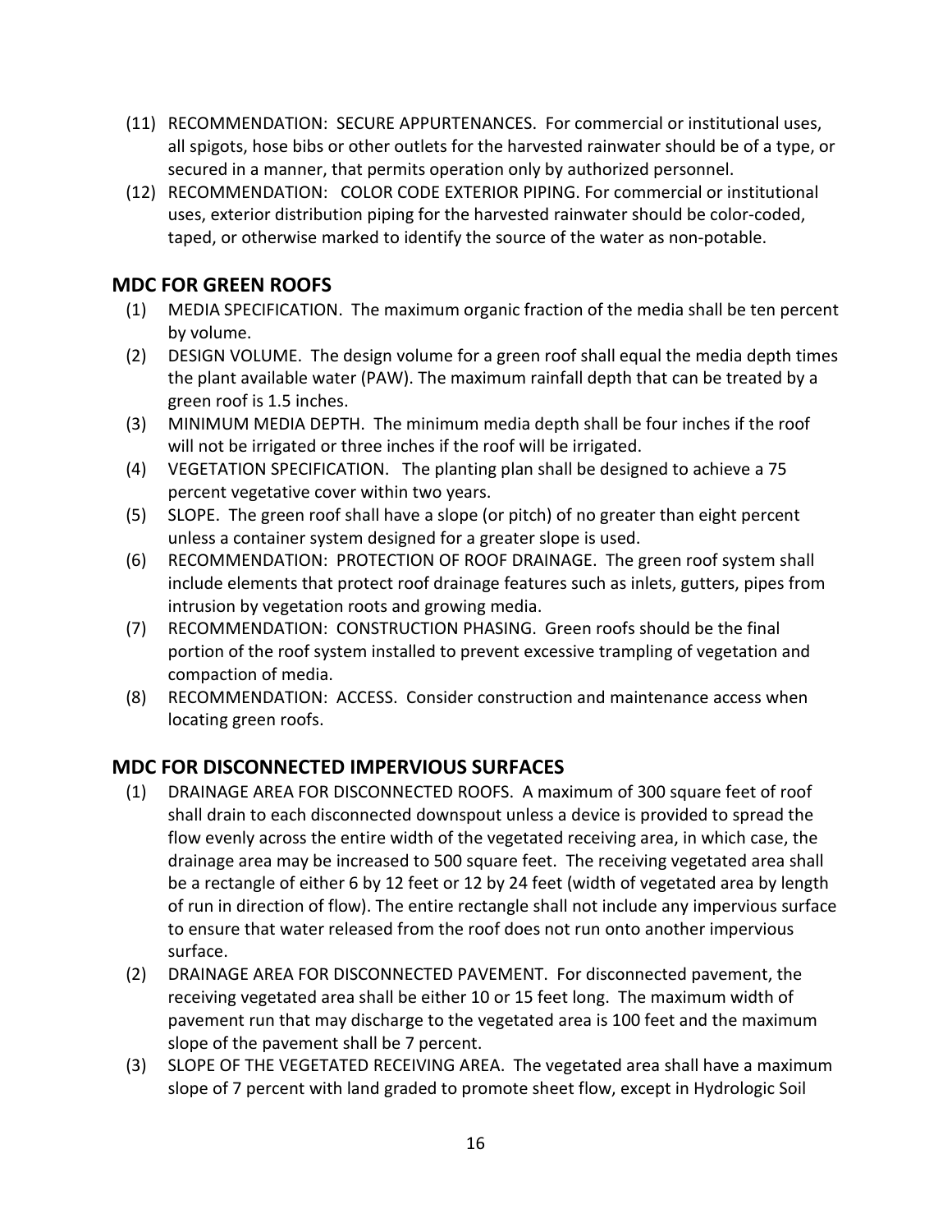(11) RECOMMENDATION: SECURE APPURTENANCES. For commercial or institutional uses, all spigots, hose bibs or other outlets for the harvested rainwater should be of a type, or secured in a manner, that permits operation only by authorized personnel.

(12) RECOMMENDATION: COLOR CODE EXTERIOR PIPING. For commercial or institutional uses, exterior distribution piping for the harvested rainwater should be color-coded, taped, or otherwise marked to identify the source of the water as non-potable.

## MDC FOR GREEN ROOFS

(1) MEDIA SPECIFICATION. The maximum organic fraction of the media shall be ten percent by volume.

(2) DESIGN VOLUME. The design volume for a green roof shall equal the media depth times the plant available water (PAW). The maximum rainfall depth that can be treated by a green roof is 1.5 inches.

(3) MINIMUM MEDIA DEPTH. The minimum media depth shall be four inches if the roof will not be irrigated or three inches if the roof will be irrigated.

(4) VEGETATION SPECIFICATION. The planting plan shall be designed to achieve a 75 percent vegetative cover within two years.

(5) SLOPE. The green roof shall have a slope (or pitch) of no greater than eight percent unless a container system designed for a greater slope is used.

(6) RECOMMENDATION: PROTECTION OF ROOF DRAINAGE. The green roof system shall include elements that protect roof drainage features such as inlets, gutters, pipes from intrusion by vegetation roots and growing media.

(7) RECOMMENDATION: CONSTRUCTION PHASING. Green roofs should be the final portion of the roof system installed to prevent excessive trampling of vegetation and compaction of media.

(8) RECOMMENDATION: ACCESS. Consider construction and maintenance access when locating green roofs.

## MDC FOR DISCONNECTED IMPERVIOUS SURFACES

(1) DRAINAGE AREA FOR DISCONNECTED ROOFS. A maximum of 300 square feet of roof shall drain to each disconnected downspout unless a device is provided to spread the flow evenly across the entire width of the vegetated receiving area, in which case, the drainage area may be increased to 500 square feet. The receiving vegetated area shall be a rectangle of either 6 by 12 feet or 12 by 24 feet (width of vegetated area by length of run in direction of flow). The entire rectangle shall not include any impervious surface to ensure that water released from the roof does not run onto another impervious surface.

(2) DRAINAGE AREA FOR DISCONNECTED PAVEMENT. For disconnected pavement, the receiving vegetated area shall be either 10 or 15 feet long. The maximum width of pavement run that may discharge to the vegetated area is 100 feet and the maximum slope of the pavement shall be 7 percent.

(3) SLOPE OF THE VEGETATED RECEIVING AREA. The vegetated area shall have a maximum slope of 7 percent with land graded to promote sheet flow, except in Hydrologic Soil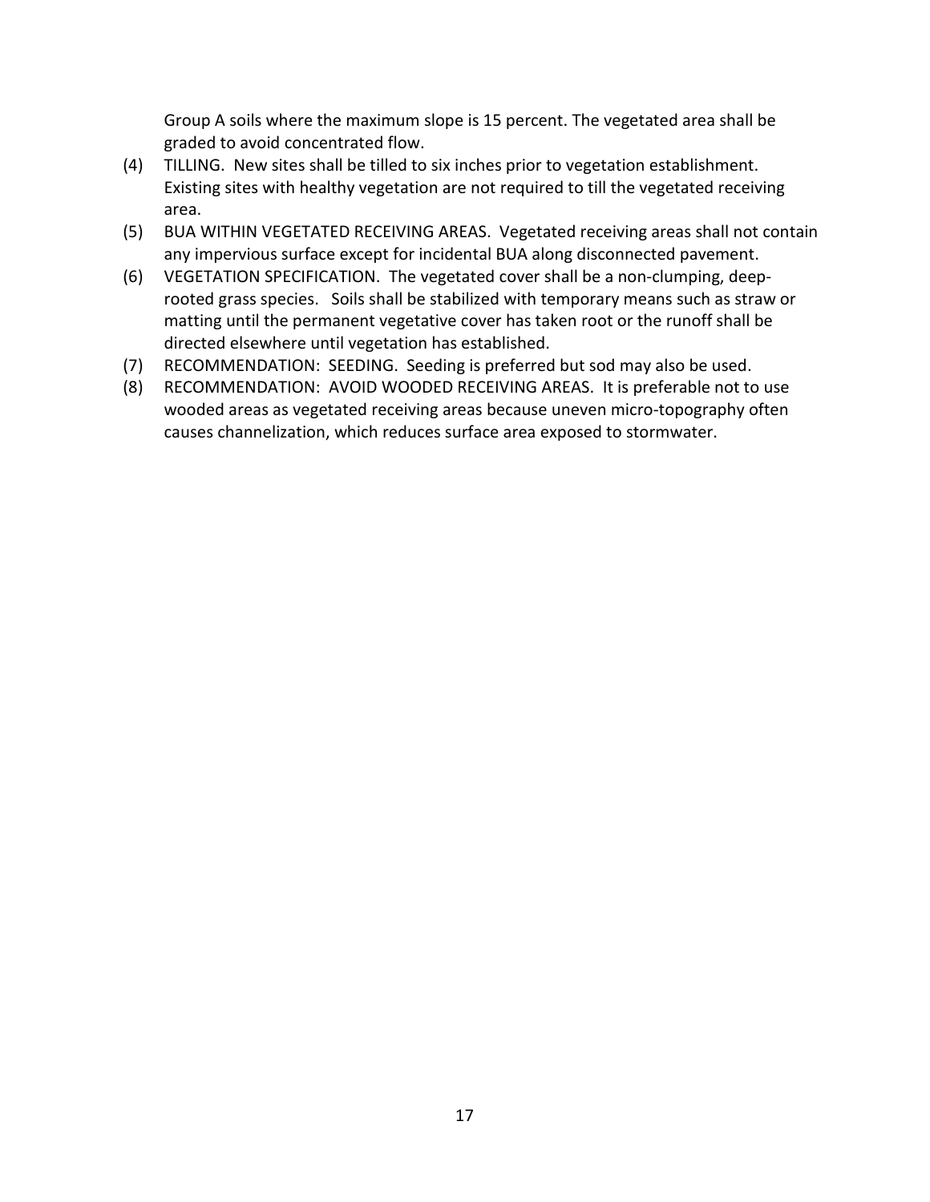Group A soils where the maximum slope is 15 percent. The vegetated area shall be graded to avoid concentrated flow.

(4) TILLING. New sites shall be tilled to six inches prior to vegetation establishment. Existing sites with healthy vegetation are not required to till the vegetated receiving area.

(5) BUA WITHIN VEGETATED RECEIVING AREAS. Vegetated receiving areas shall not contain any impervious surface except for incidental BUA along disconnected pavement.

(6) VEGETATION SPECIFICATION. The vegetated cover shall be a non-clumping, deep-rooted grass species. Soils shall be stabilized with temporary means such as straw or matting until the permanent vegetative cover has taken root or the runoff shall be directed elsewhere until vegetation has established.

(7) RECOMMENDATION: SEEDING. Seeding is preferred but sod may also be used.

(8) RECOMMENDATION: AVOID WOODED RECEIVING AREAS. It is preferable not to use wooded areas as vegetated receiving areas because uneven micro-topography often causes channelization, which reduces surface area exposed to stormwater.